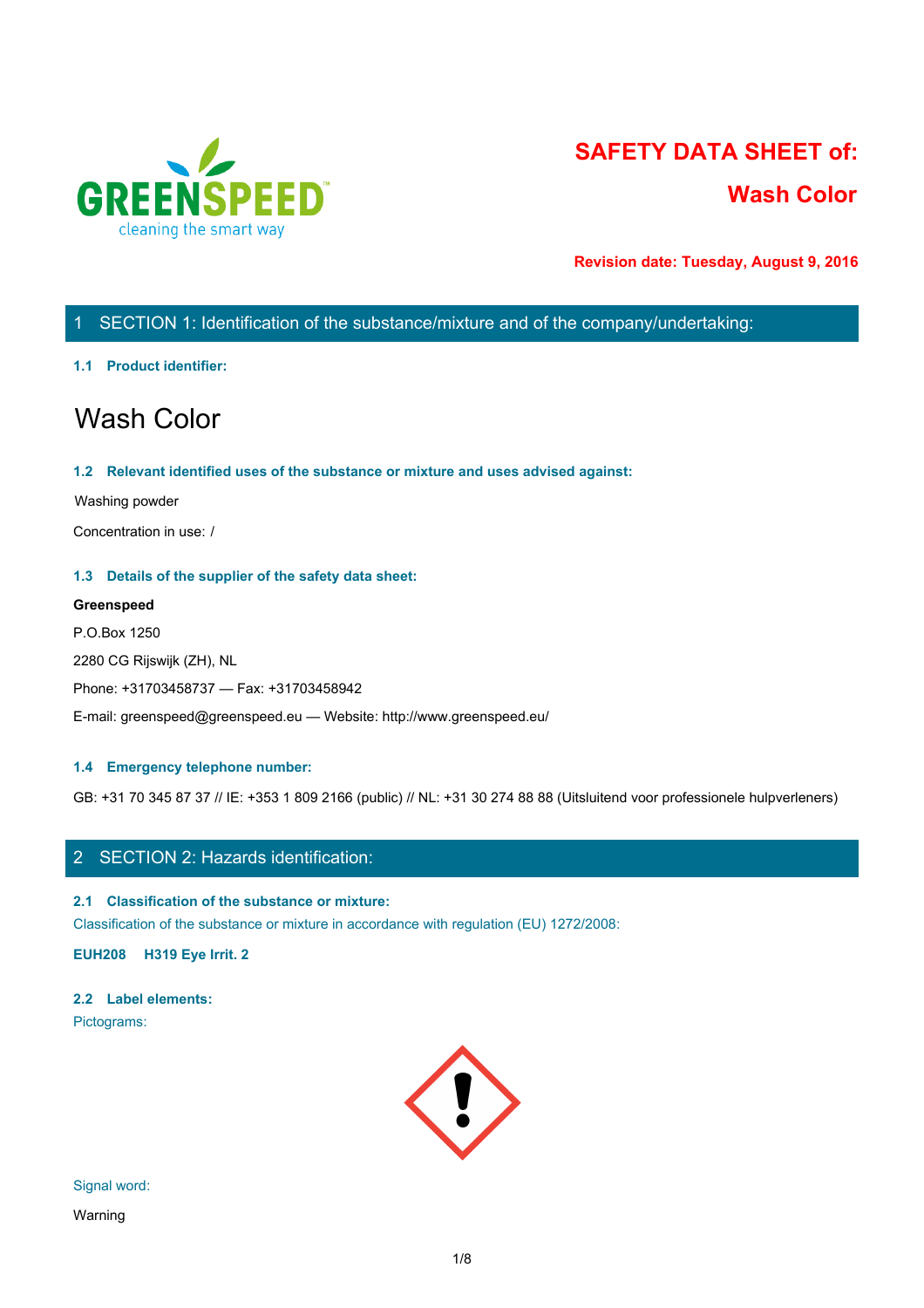# SAFETY DATA SHEET of:

## Wash Color

**Revision date: Tuesday, August 9, 2016**

## 1 SECTION 1: Identification of the substance/mixture and of the company/undertaking:

### 1.1 Product identifier:

# Wash Color

### 1.2 Relevant identified uses of the substance or mixture and uses advised against:

Washing powder

Concentration in use: /

### 1.3 Details of the supplier of the safety data sheet:

**Greenspeed**

P.O.Box 1250

2280 CG Rijswijk (ZH), NL

Phone: +31703458737 — Fax: +31703458942

E-mail: greenspeed@greenspeed.eu — Website: http://www.greenspeed.eu/

### 1.4 Emergency telephone number:

GB: +31 70 345 87 37 // IE: +353 1 809 2166 (public) // NL: +31 30 274 88 88 (Uitsluitend voor professionele hulpverleners)

## 2 SECTION 2: Hazards identification:

### 2.1 Classification of the substance or mixture:

Classification of the substance or mixture in accordance with regulation (EU) 1272/2008:

**EUH208 H319 Eye Irrit. 2**

### 2.2 Label elements:

Pictograms:

Signal word:

Warning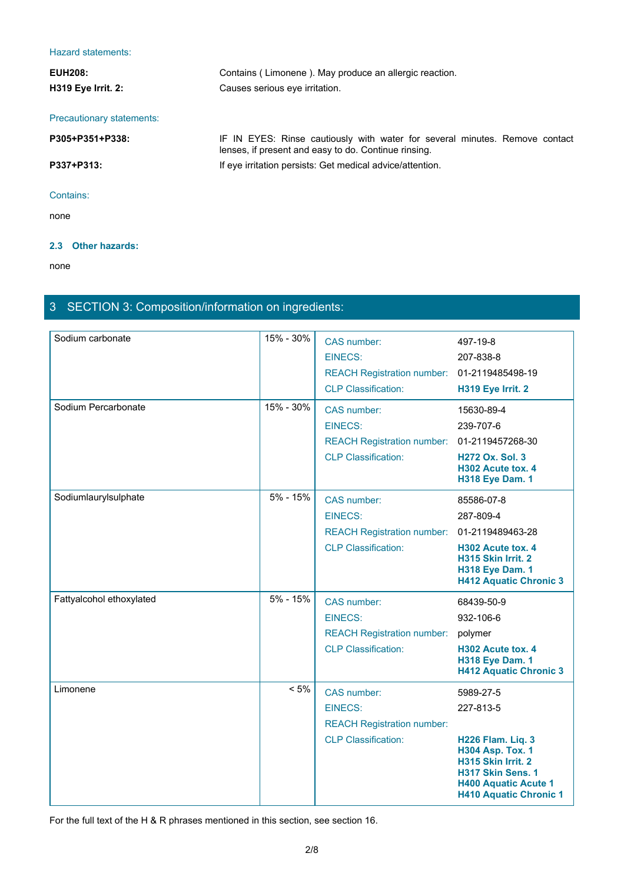Hazard statements:

| | |
|---|---|
| **EUH208:** | Contains ( Limonene ). May produce an allergic reaction. |
| **H319 Eye Irrit. 2:** | Causes serious eye irritation. |

Precautionary statements:

| | |
|---|---|
| **P305+P351+P338:** | IF IN EYES: Rinse cautiously with water for several minutes. Remove contact lenses, if present and easy to do. Continue rinsing. |
| **P337+P313:** | If eye irritation persists: Get medical advice/attention. |

Contains:

none

### 2.3 Other hazards:

none

## 3 SECTION 3: Composition/information on ingredients:

| Substance | Concentration | Property | Value |
|---|---|---|---|
| Sodium carbonate | 15% - 30% | CAS number: | 497-19-8 |
| | | EINECS: | 207-838-8 |
| | | REACH Registration number: | 01-2119485498-19 |
| | | CLP Classification: | **H319 Eye Irrit. 2** |
| Sodium Percarbonate | 15% - 30% | CAS number: | 15630-89-4 |
| | | EINECS: | 239-707-6 |
| | | REACH Registration number: | 01-2119457268-30 |
| | | CLP Classification: | **H272 Ox. Sol. 3**<br>**H302 Acute tox. 4**<br>**H318 Eye Dam. 1** |
| Sodiumlaurylsulphate | 5% - 15% | CAS number: | 85586-07-8 |
| | | EINECS: | 287-809-4 |
| | | REACH Registration number: | 01-2119489463-28 |
| | | CLP Classification: | **H302 Acute tox. 4**<br>**H315 Skin Irrit. 2**<br>**H318 Eye Dam. 1**<br>**H412 Aquatic Chronic 3** |
| Fattyalcohol ethoxylated | 5% - 15% | CAS number: | 68439-50-9 |
| | | EINECS: | 932-106-6 |
| | | REACH Registration number: | polymer |
| | | CLP Classification: | **H302 Acute tox. 4**<br>**H318 Eye Dam. 1**<br>**H412 Aquatic Chronic 3** |
| Limonene | < 5% | CAS number: | 5989-27-5 |
| | | EINECS: | 227-813-5 |
| | | REACH Registration number: | |
| | | CLP Classification: | **H226 Flam. Liq. 3**<br>**H304 Asp. Tox. 1**<br>**H315 Skin Irrit. 2**<br>**H317 Skin Sens. 1**<br>**H400 Aquatic Acute 1**<br>**H410 Aquatic Chronic 1** |

For the full text of the H & R phrases mentioned in this section, see section 16.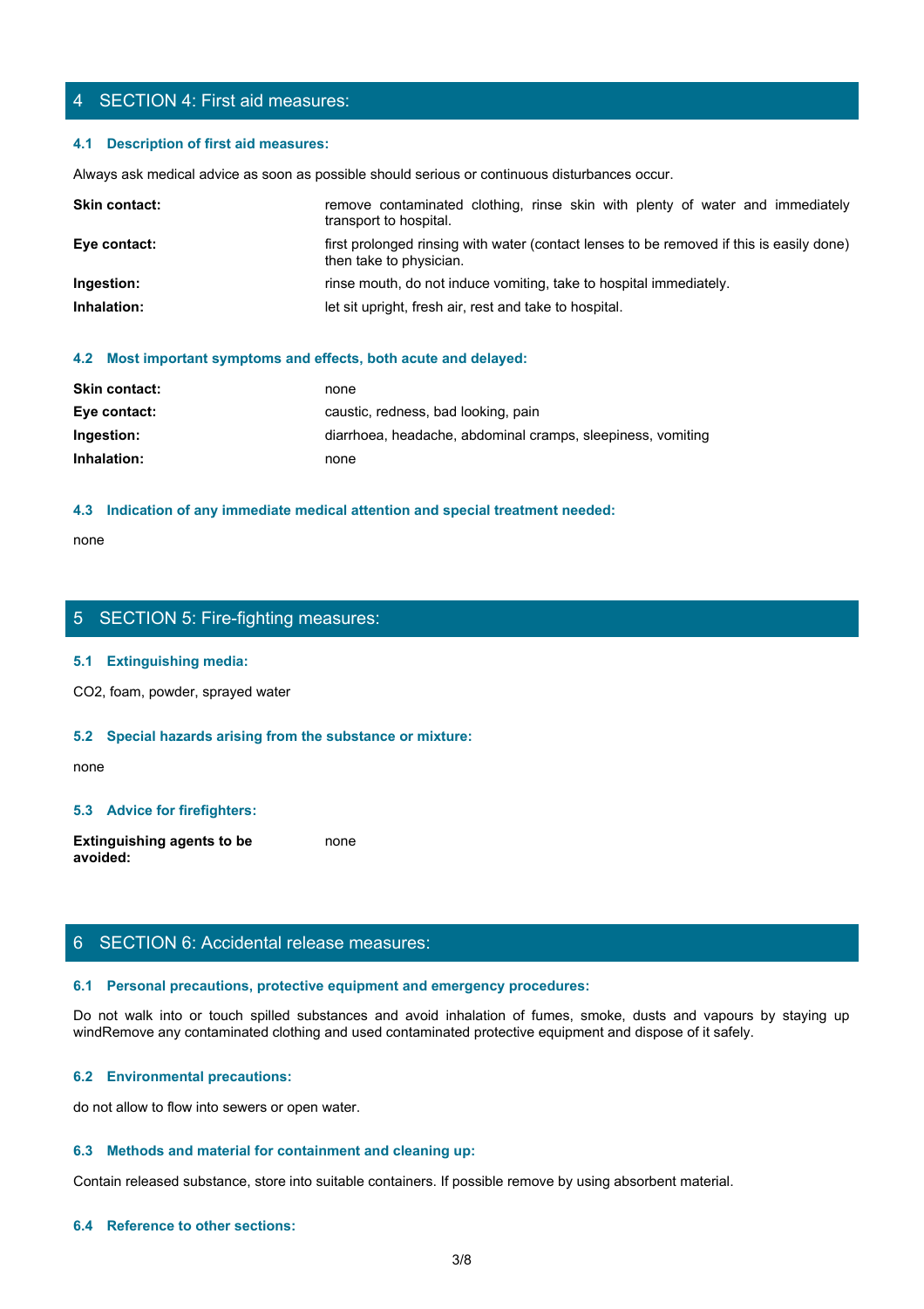## 4 SECTION 4: First aid measures:

### 4.1 Description of first aid measures:

Always ask medical advice as soon as possible should serious or continuous disturbances occur.

| | |
|---|---|
| **Skin contact:** | remove contaminated clothing, rinse skin with plenty of water and immediately transport to hospital. |
| **Eye contact:** | first prolonged rinsing with water (contact lenses to be removed if this is easily done) then take to physician. |
| **Ingestion:** | rinse mouth, do not induce vomiting, take to hospital immediately. |
| **Inhalation:** | let sit upright, fresh air, rest and take to hospital. |

### 4.2 Most important symptoms and effects, both acute and delayed:

| | |
|---|---|
| **Skin contact:** | none |
| **Eye contact:** | caustic, redness, bad looking, pain |
| **Ingestion:** | diarrhoea, headache, abdominal cramps, sleepiness, vomiting |
| **Inhalation:** | none |

### 4.3 Indication of any immediate medical attention and special treatment needed:

none

## 5 SECTION 5: Fire-fighting measures:

### 5.1 Extinguishing media:

$CO_2$, foam, powder, sprayed water

### 5.2 Special hazards arising from the substance or mixture:

none

### 5.3 Advice for firefighters:

| | |
|---|---|
| **Extinguishing agents to be avoided:** | none |

## 6 SECTION 6: Accidental release measures:

### 6.1 Personal precautions, protective equipment and emergency procedures:

Do not walk into or touch spilled substances and avoid inhalation of fumes, smoke, dusts and vapours by staying up windRemove any contaminated clothing and used contaminated protective equipment and dispose of it safely.

### 6.2 Environmental precautions:

do not allow to flow into sewers or open water.

### 6.3 Methods and material for containment and cleaning up:

Contain released substance, store into suitable containers. If possible remove by using absorbent material.

### 6.4 Reference to other sections: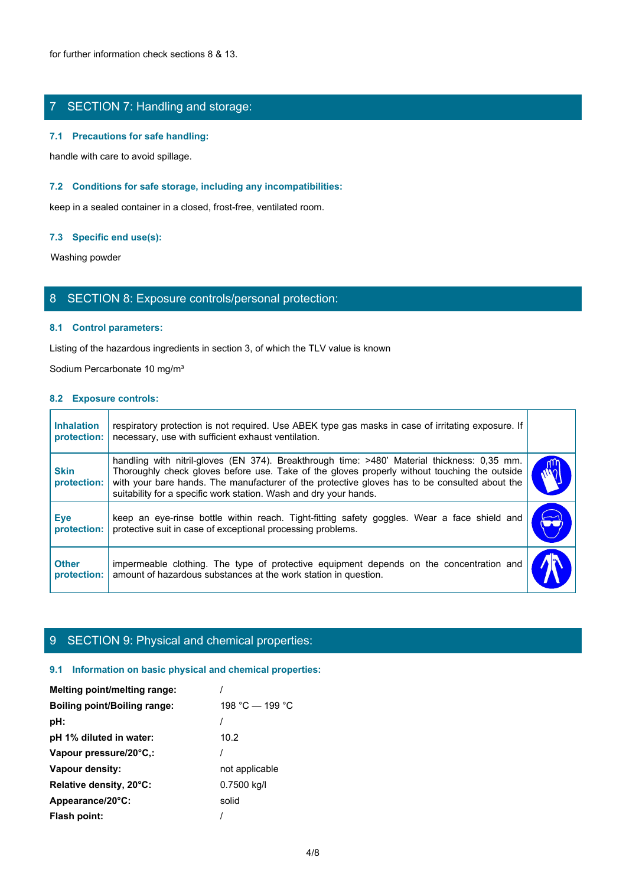for further information check sections 8 & 13.

## 7 SECTION 7: Handling and storage:

### 7.1 Precautions for safe handling:

handle with care to avoid spillage.

### 7.2 Conditions for safe storage, including any incompatibilities:

keep in a sealed container in a closed, frost-free, ventilated room.

### 7.3 Specific end use(s):

Washing powder

## 8 SECTION 8: Exposure controls/personal protection:

### 8.1 Control parameters:

Listing of the hazardous ingredients in section 3, of which the TLV value is known

Sodium Percarbonate 10 mg/m³

### 8.2 Exposure controls:

| | | |
|---|---|---|
| **Inhalation protection:** | respiratory protection is not required. Use ABEK type gas masks in case of irritating exposure. If necessary, use with sufficient exhaust ventilation. | |
| **Skin protection:** | handling with nitril-gloves (EN 374). Breakthrough time: >480' Material thickness: 0,35 mm. Thoroughly check gloves before use. Take of the gloves properly without touching the outside with your bare hands. The manufacturer of the protective gloves has to be consulted about the suitability for a specific work station. Wash and dry your hands. | |
| **Eye protection:** | keep an eye-rinse bottle within reach. Tight-fitting safety goggles. Wear a face shield and protective suit in case of exceptional processing problems. | |
| **Other protection:** | impermeable clothing. The type of protective equipment depends on the concentration and amount of hazardous substances at the work station in question. | |

## 9 SECTION 9: Physical and chemical properties:

### 9.1 Information on basic physical and chemical properties:

| | |
|---|---|
| **Melting point/melting range:** | / |
| **Boiling point/Boiling range:** | 198 °C — 199 °C |
| **pH:** | / |
| **pH 1% diluted in water:** | 10.2 |
| **Vapour pressure/20°C,:** | / |
| **Vapour density:** | not applicable |
| **Relative density, 20°C:** | 0.7500 kg/l |
| **Appearance/20°C:** | solid |
| **Flash point:** | / |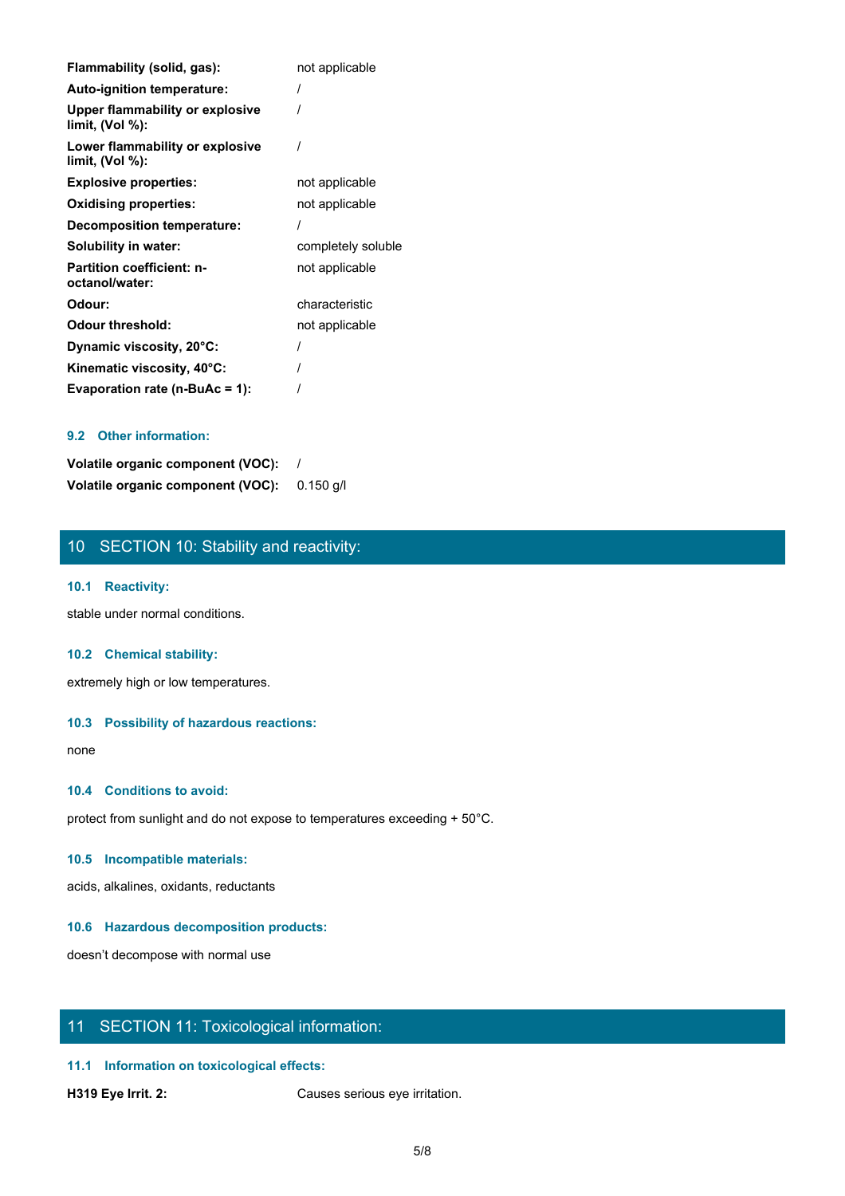| | |
|---|---|
| **Flammability (solid, gas):** | not applicable |
| **Auto-ignition temperature:** | / |
| **Upper flammability or explosive limit, (Vol %):** | / |
| **Lower flammability or explosive limit, (Vol %):** | / |
| **Explosive properties:** | not applicable |
| **Oxidising properties:** | not applicable |
| **Decomposition temperature:** | / |
| **Solubility in water:** | completely soluble |
| **Partition coefficient: n-octanol/water:** | not applicable |
| **Odour:** | characteristic |
| **Odour threshold:** | not applicable |
| **Dynamic viscosity, 20°C:** | / |
| **Kinematic viscosity, 40°C:** | / |
| **Evaporation rate (n-BuAc = 1):** | / |

### 9.2 Other information:

| | |
|---|---|
| **Volatile organic component (VOC):** | / |
| **Volatile organic component (VOC):** | 0.150 g/l |

## 10 SECTION 10: Stability and reactivity:

### 10.1 Reactivity:

stable under normal conditions.

### 10.2 Chemical stability:

extremely high or low temperatures.

### 10.3 Possibility of hazardous reactions:

none

### 10.4 Conditions to avoid:

protect from sunlight and do not expose to temperatures exceeding + 50°C.

### 10.5 Incompatible materials:

acids, alkalines, oxidants, reductants

### 10.6 Hazardous decomposition products:

doesn't decompose with normal use

## 11 SECTION 11: Toxicological information:

### 11.1 Information on toxicological effects:

| | |
|---|---|
| **H319 Eye Irrit. 2:** | Causes serious eye irritation. |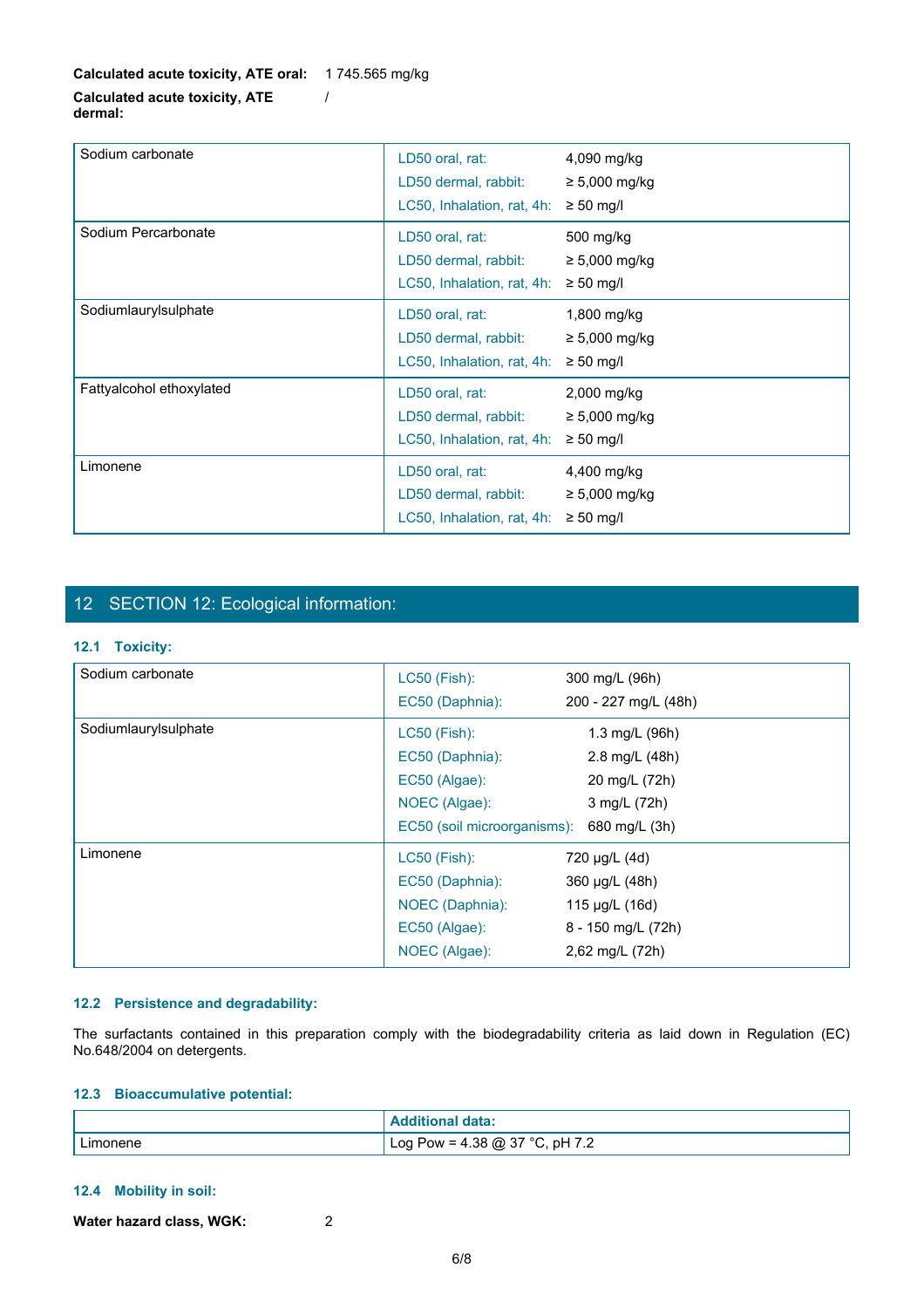**Calculated acute toxicity, ATE oral:** 1 745.565 mg/kg

**Calculated acute toxicity, ATE dermal:** /

| | | |
|---|---|---|
| Sodium carbonate | LD50 oral, rat:<br>LD50 dermal, rabbit:<br>LC50, Inhalation, rat, 4h: | 4,090 mg/kg<br>≥ 5,000 mg/kg<br>≥ 50 mg/l |
| Sodium Percarbonate | LD50 oral, rat:<br>LD50 dermal, rabbit:<br>LC50, Inhalation, rat, 4h: | 500 mg/kg<br>≥ 5,000 mg/kg<br>≥ 50 mg/l |
| Sodiumlaurylsulphate | LD50 oral, rat:<br>LD50 dermal, rabbit:<br>LC50, Inhalation, rat, 4h: | 1,800 mg/kg<br>≥ 5,000 mg/kg<br>≥ 50 mg/l |
| Fattyalcohol ethoxylated | LD50 oral, rat:<br>LD50 dermal, rabbit:<br>LC50, Inhalation, rat, 4h: | 2,000 mg/kg<br>≥ 5,000 mg/kg<br>≥ 50 mg/l |
| Limonene | LD50 oral, rat:<br>LD50 dermal, rabbit:<br>LC50, Inhalation, rat, 4h: | 4,400 mg/kg<br>≥ 5,000 mg/kg<br>≥ 50 mg/l |

## 12 SECTION 12: Ecological information:

### 12.1 Toxicity:

| | | |
|---|---|---|
| Sodium carbonate | LC50 (Fish):<br>EC50 (Daphnia): | 300 mg/L (96h)<br>200 - 227 mg/L (48h) |
| Sodiumlaurylsulphate | LC50 (Fish):<br>EC50 (Daphnia):<br>EC50 (Algae):<br>NOEC (Algae):<br>EC50 (soil microorganisms): | 1.3 mg/L (96h)<br>2.8 mg/L (48h)<br>20 mg/L (72h)<br>3 mg/L (72h)<br>680 mg/L (3h) |
| Limonene | LC50 (Fish):<br>EC50 (Daphnia):<br>NOEC (Daphnia):<br>EC50 (Algae):<br>NOEC (Algae): | 720 µg/L (4d)<br>360 µg/L (48h)<br>115 µg/L (16d)<br>8 - 150 mg/L (72h)<br>2,62 mg/L (72h) |

### 12.2 Persistence and degradability:

The surfactants contained in this preparation comply with the biodegradability criteria as laid down in Regulation (EC) No.648/2004 on detergents.

### 12.3 Bioaccumulative potential:

| | Additional data: |
|---|---|
| Limonene | Log Pow = 4.38 @ 37 °C, pH 7.2 |

### 12.4 Mobility in soil:

**Water hazard class, WGK:** 2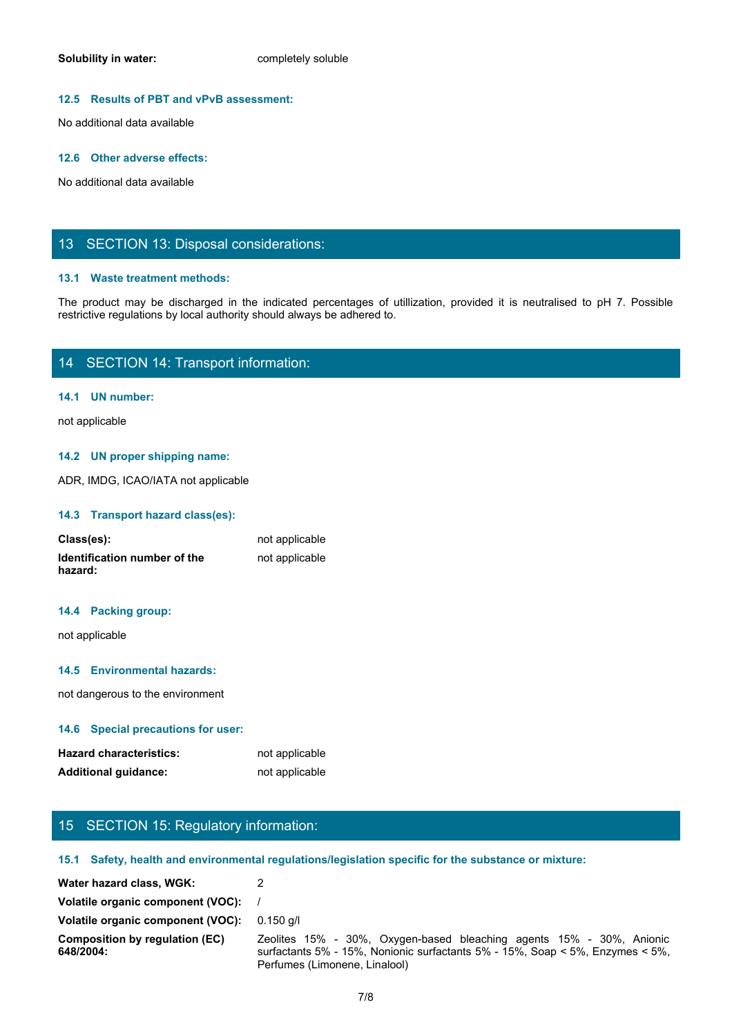**Solubility in water:** completely soluble

### 12.5 Results of PBT and vPvB assessment:

No additional data available

### 12.6 Other adverse effects:

No additional data available

## 13 SECTION 13: Disposal considerations:

### 13.1 Waste treatment methods:

The product may be discharged in the indicated percentages of utillization, provided it is neutralised to pH 7. Possible restrictive regulations by local authority should always be adhered to.

## 14 SECTION 14: Transport information:

### 14.1 UN number:

not applicable

### 14.2 UN proper shipping name:

ADR, IMDG, ICAO/IATA not applicable

### 14.3 Transport hazard class(es):

| | |
|---|---|
| **Class(es):** | not applicable |
| **Identification number of the hazard:** | not applicable |

### 14.4 Packing group:

not applicable

### 14.5 Environmental hazards:

not dangerous to the environment

### 14.6 Special precautions for user:

| | |
|---|---|
| **Hazard characteristics:** | not applicable |
| **Additional guidance:** | not applicable |

## 15 SECTION 15: Regulatory information:

### 15.1 Safety, health and environmental regulations/legislation specific for the substance or mixture:

| | |
|---|---|
| **Water hazard class, WGK:** | 2 |
| **Volatile organic component (VOC):** | / |
| **Volatile organic component (VOC):** | 0.150 g/l |
| **Composition by regulation (EC) 648/2004:** | Zeolites 15% - 30%, Oxygen-based bleaching agents 15% - 30%, Anionic surfactants 5% - 15%, Nonionic surfactants 5% - 15%, Soap < 5%, Enzymes < 5%, Perfumes (Limonene, Linalool) |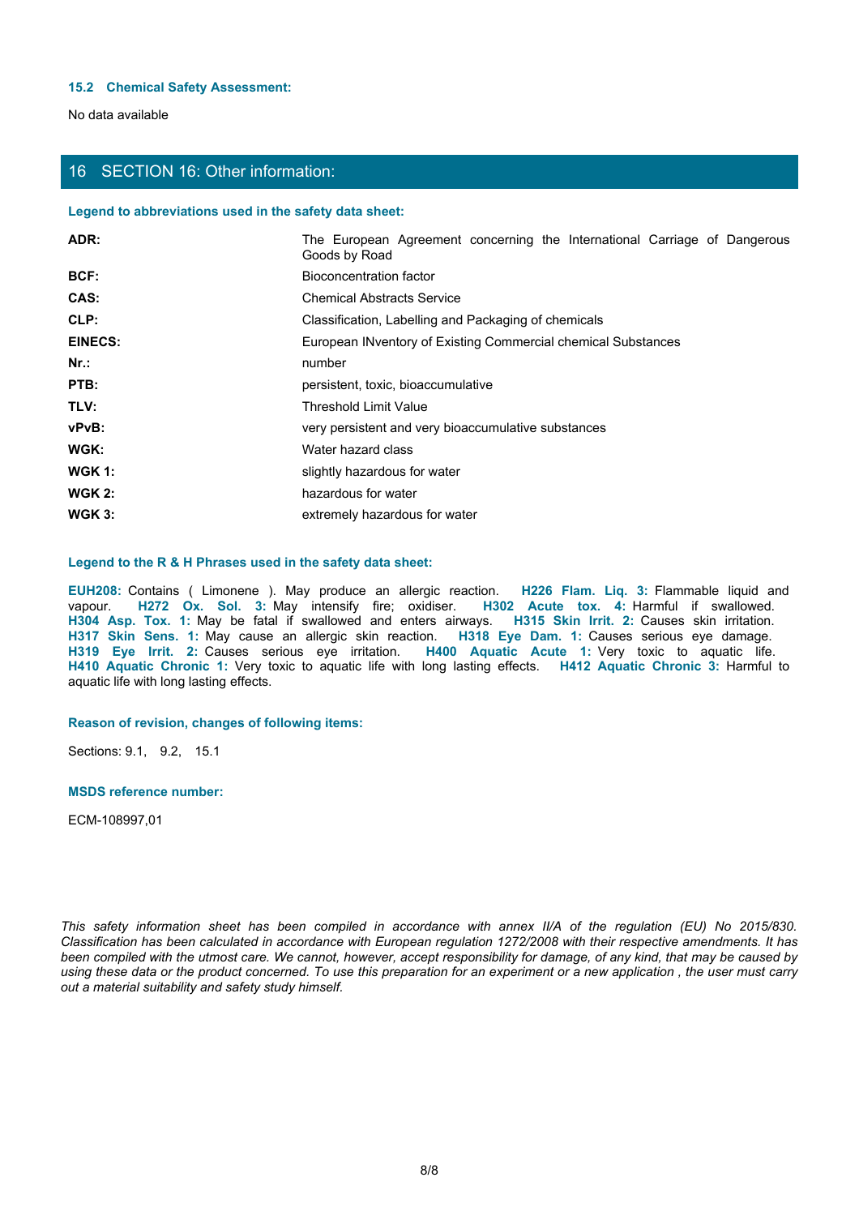### 15.2 Chemical Safety Assessment:

No data available

## 16 SECTION 16: Other information:

**Legend to abbreviations used in the safety data sheet:**

| | |
|---|---|
| **ADR:** | The European Agreement concerning the International Carriage of Dangerous Goods by Road |
| **BCF:** | Bioconcentration factor |
| **CAS:** | Chemical Abstracts Service |
| **CLP:** | Classification, Labelling and Packaging of chemicals |
| **EINECS:** | European INventory of Existing Commercial chemical Substances |
| **Nr.:** | number |
| **PTB:** | persistent, toxic, bioaccumulative |
| **TLV:** | Threshold Limit Value |
| **vPvB:** | very persistent and very bioaccumulative substances |
| **WGK:** | Water hazard class |
| **WGK 1:** | slightly hazardous for water |
| **WGK 2:** | hazardous for water |
| **WGK 3:** | extremely hazardous for water |

**Legend to the R & H Phrases used in the safety data sheet:**

**EUH208:** Contains ( Limonene ). May produce an allergic reaction. **H226 Flam. Liq. 3:** Flammable liquid and vapour. **H272 Ox. Sol. 3:** May intensify fire; oxidiser. **H302 Acute tox. 4:** Harmful if swallowed. **H304 Asp. Tox. 1:** May be fatal if swallowed and enters airways. **H315 Skin Irrit. 2:** Causes skin irritation. **H317 Skin Sens. 1:** May cause an allergic skin reaction. **H318 Eye Dam. 1:** Causes serious eye damage. **H319 Eye Irrit. 2:** Causes serious eye irritation. **H400 Aquatic Acute 1:** Very toxic to aquatic life. **H410 Aquatic Chronic 1:** Very toxic to aquatic life with long lasting effects. **H412 Aquatic Chronic 3:** Harmful to aquatic life with long lasting effects.

**Reason of revision, changes of following items:**

Sections: 9.1, 9.2, 15.1

**MSDS reference number:**

ECM-108997,01

*This safety information sheet has been compiled in accordance with annex II/A of the regulation (EU) No 2015/830. Classification has been calculated in accordance with European regulation 1272/2008 with their respective amendments. It has been compiled with the utmost care. We cannot, however, accept responsibility for damage, of any kind, that may be caused by using these data or the product concerned. To use this preparation for an experiment or a new application , the user must carry out a material suitability and safety study himself.*